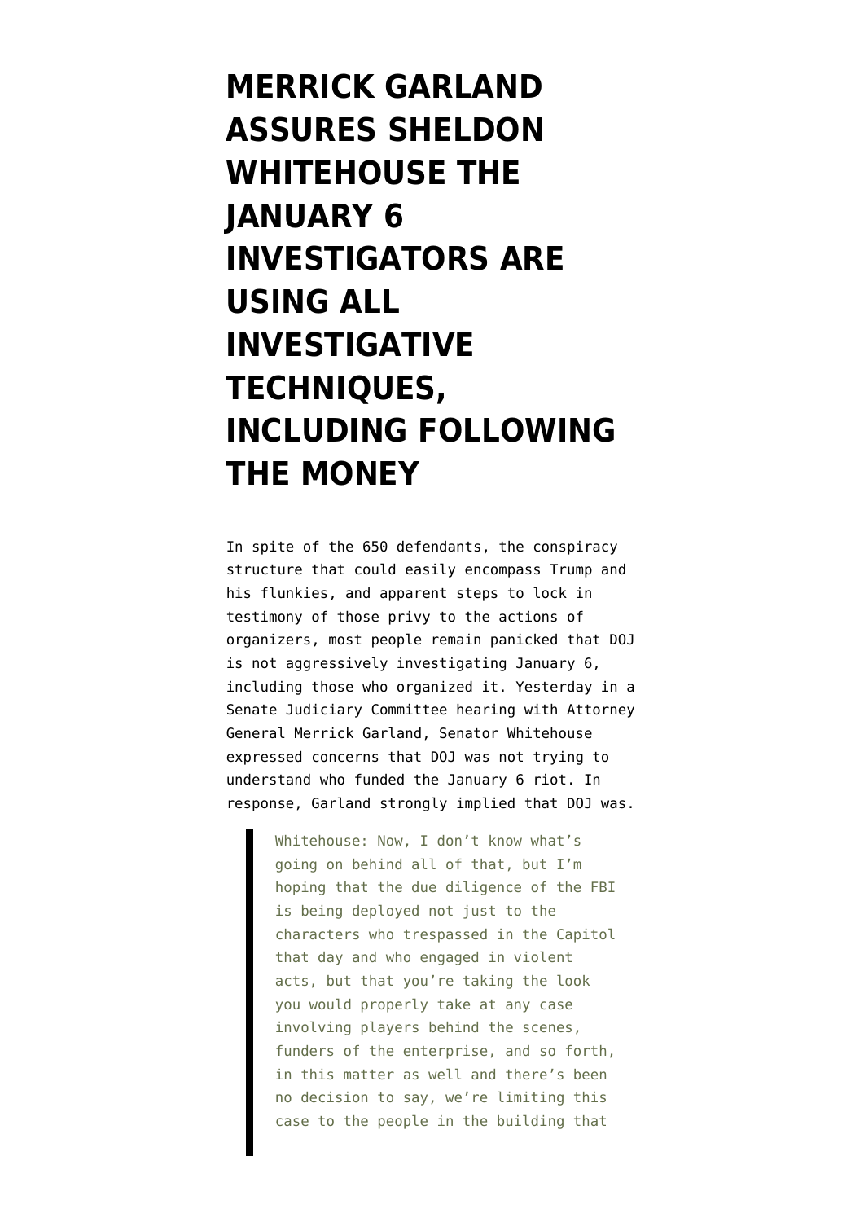# MERRICK GARLAND ASSURES SHELDON WHITEHOUSE THE JANUARY 6 INVESTIGATORS ARE USING ALL INVESTIGATIVE TECHNIQUES, INCLUDING FOLLOWING THE MONEY

In spite of the 650 defendants, the conspiracy structure that could easily encompass Trump and his flunkies, and apparent steps to lock in testimony of those privy to the actions of organizers, most people remain panicked that DOJ is not aggressively investigating January 6, including those who organized it. Yesterday in a Senate Judiciary Committee hearing with Attorney General Merrick Garland, Senator Whitehouse expressed concerns that DOJ was not trying to understand who funded the January 6 riot. In response, Garland strongly implied that DOJ was.

> Whitehouse: Now, I don't know what's going on behind all of that, but I'm hoping that the due diligence of the FBI is being deployed not just to the characters who trespassed in the Capitol that day and who engaged in violent acts, but that you're taking the look you would properly take at any case involving players behind the scenes, funders of the enterprise, and so forth, in this matter as well and there's been no decision to say, we're limiting this case to the people in the building that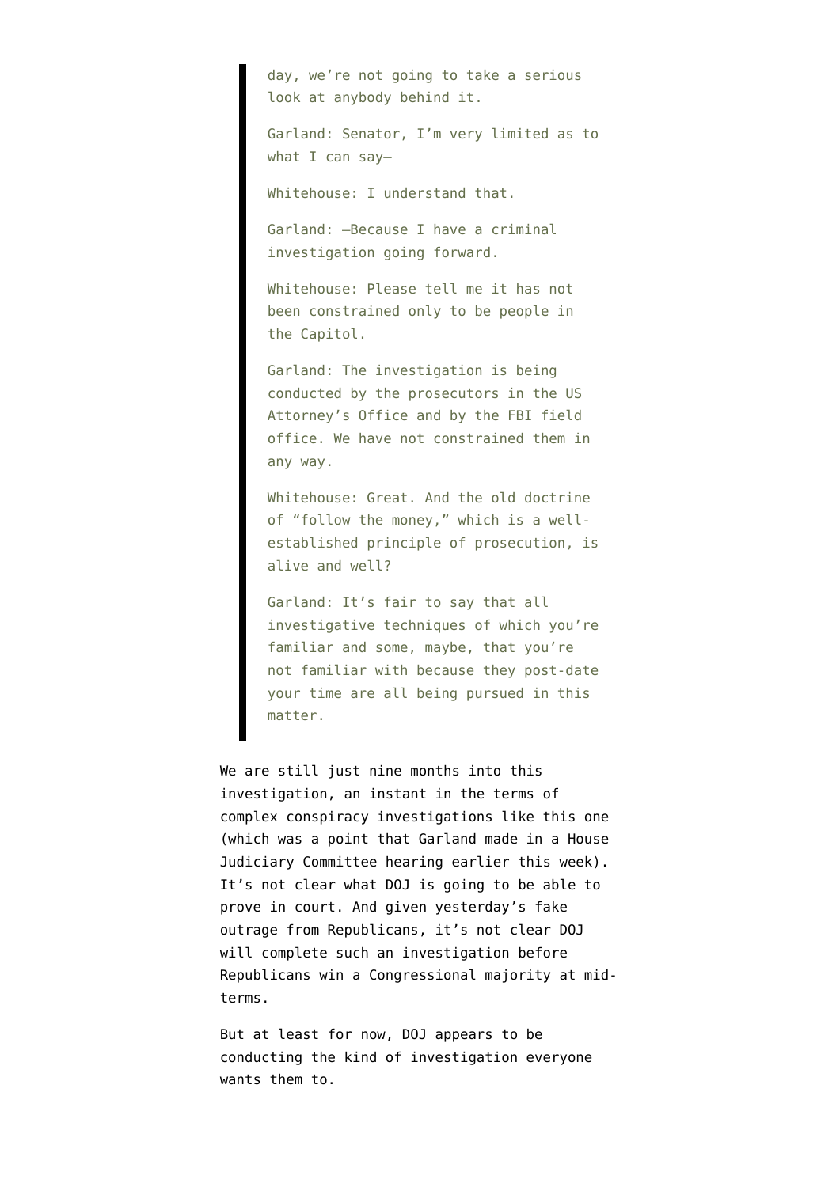> day, we're not going to take a serious look at anybody behind it.
>
> Garland: Senator, I'm very limited as to what I can say–
>
> Whitehouse: I understand that.
>
> Garland: –Because I have a criminal investigation going forward.
>
> Whitehouse: Please tell me it has not been constrained only to be people in the Capitol.
>
> Garland: The investigation is being conducted by the prosecutors in the US Attorney's Office and by the FBI field office. We have not constrained them in any way.
>
> Whitehouse: Great. And the old doctrine of "follow the money," which is a well-established principle of prosecution, is alive and well?
>
> Garland: It's fair to say that all investigative techniques of which you're familiar and some, maybe, that you're not familiar with because they post-date your time are all being pursued in this matter.

We are still just nine months into this investigation, an instant in the terms of complex conspiracy investigations like this one (which was a point that Garland made in a House Judiciary Committee hearing earlier this week). It's not clear what DOJ is going to be able to prove in court. And given yesterday's fake outrage from Republicans, it's not clear DOJ will complete such an investigation before Republicans win a Congressional majority at mid-terms.

But at least for now, DOJ appears to be conducting the kind of investigation everyone wants them to.